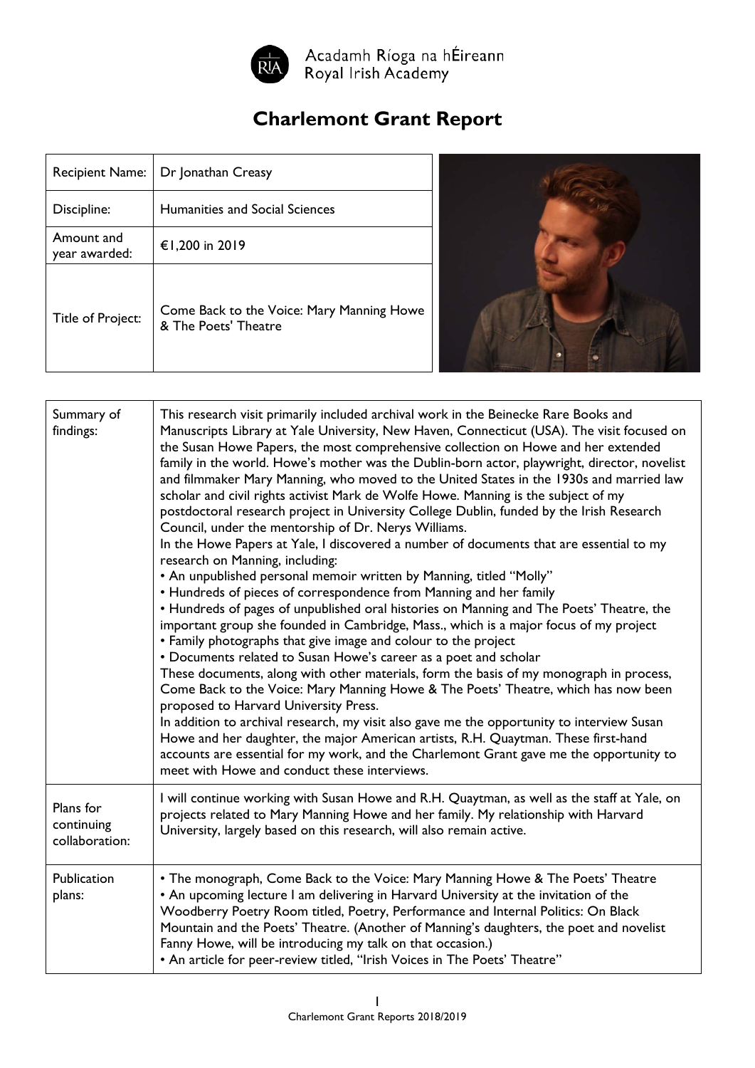Acadamh Ríoga na hÉireann
Royal Irish Academy

# Charlemont Grant Report

| | |
|---|---|
| Recipient Name: | Dr Jonathan Creasy |
| Discipline: | Humanities and Social Sciences |
| Amount and year awarded: | €1,200 in 2019 |
| Title of Project: | Come Back to the Voice: Mary Manning Howe & The Poets' Theatre |

| | |
|---|---|
| Summary of findings: | This research visit primarily included archival work in the Beinecke Rare Books and Manuscripts Library at Yale University, New Haven, Connecticut (USA). The visit focused on the Susan Howe Papers, the most comprehensive collection on Howe and her extended family in the world. Howe's mother was the Dublin-born actor, playwright, director, novelist and filmmaker Mary Manning, who moved to the United States in the 1930s and married law scholar and civil rights activist Mark de Wolfe Howe. Manning is the subject of my postdoctoral research project in University College Dublin, funded by the Irish Research Council, under the mentorship of Dr. Nerys Williams.<br>In the Howe Papers at Yale, I discovered a number of documents that are essential to my research on Manning, including:<br>• An unpublished personal memoir written by Manning, titled "Molly"<br>• Hundreds of pieces of correspondence from Manning and her family<br>• Hundreds of pages of unpublished oral histories on Manning and The Poets' Theatre, the important group she founded in Cambridge, Mass., which is a major focus of my project<br>• Family photographs that give image and colour to the project<br>• Documents related to Susan Howe's career as a poet and scholar<br>These documents, along with other materials, form the basis of my monograph in process, Come Back to the Voice: Mary Manning Howe & The Poets' Theatre, which has now been proposed to Harvard University Press.<br>In addition to archival research, my visit also gave me the opportunity to interview Susan Howe and her daughter, the major American artists, R.H. Quaytman. These first-hand accounts are essential for my work, and the Charlemont Grant gave me the opportunity to meet with Howe and conduct these interviews. |
| Plans for continuing collaboration: | I will continue working with Susan Howe and R.H. Quaytman, as well as the staff at Yale, on projects related to Mary Manning Howe and her family. My relationship with Harvard University, largely based on this research, will also remain active. |
| Publication plans: | • The monograph, Come Back to the Voice: Mary Manning Howe & The Poets' Theatre<br>• An upcoming lecture I am delivering in Harvard University at the invitation of the Woodberry Poetry Room titled, Poetry, Performance and Internal Politics: On Black Mountain and the Poets' Theatre. (Another of Manning's daughters, the poet and novelist Fanny Howe, will be introducing my talk on that occasion.)<br>• An article for peer-review titled, "Irish Voices in The Poets' Theatre" |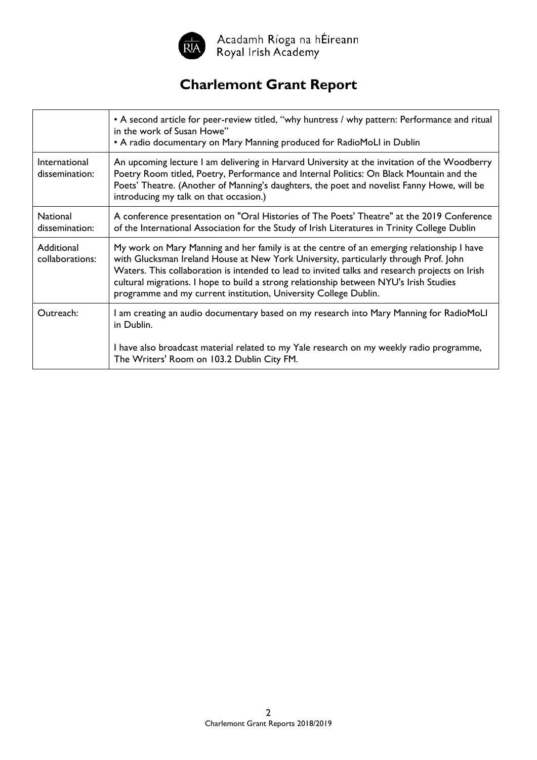# Charlemont Grant Report

| | |
|---|---|
| | • A second article for peer-review titled, "why huntress / why pattern: Performance and ritual in the work of Susan Howe"<br>• A radio documentary on Mary Manning produced for RadioMoLI in Dublin |
| International dissemination: | An upcoming lecture I am delivering in Harvard University at the invitation of the Woodberry Poetry Room titled, Poetry, Performance and Internal Politics: On Black Mountain and the Poets' Theatre. (Another of Manning's daughters, the poet and novelist Fanny Howe, will be introducing my talk on that occasion.) |
| National dissemination: | A conference presentation on "Oral Histories of The Poets' Theatre" at the 2019 Conference of the International Association for the Study of Irish Literatures in Trinity College Dublin |
| Additional collaborations: | My work on Mary Manning and her family is at the centre of an emerging relationship I have with Glucksman Ireland House at New York University, particularly through Prof. John Waters. This collaboration is intended to lead to invited talks and research projects on Irish cultural migrations. I hope to build a strong relationship between NYU's Irish Studies programme and my current institution, University College Dublin. |
| Outreach: | I am creating an audio documentary based on my research into Mary Manning for RadioMoLI in Dublin.<br><br>I have also broadcast material related to my Yale research on my weekly radio programme, The Writers' Room on 103.2 Dublin City FM. |